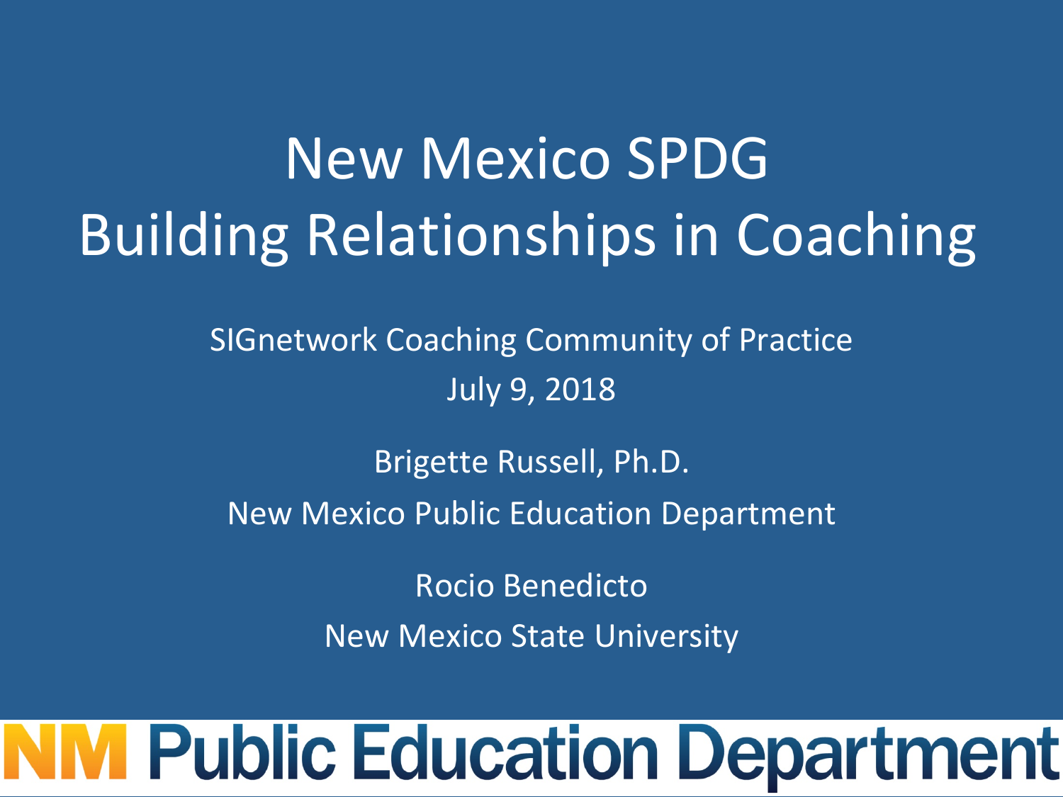# New Mexico SPDG
# Building Relationships in Coaching

SIGnetwork Coaching Community of Practice

July 9, 2018

Brigette Russell, Ph.D.

New Mexico Public Education Department

Rocio Benedicto

New Mexico State University

NM Public Education Department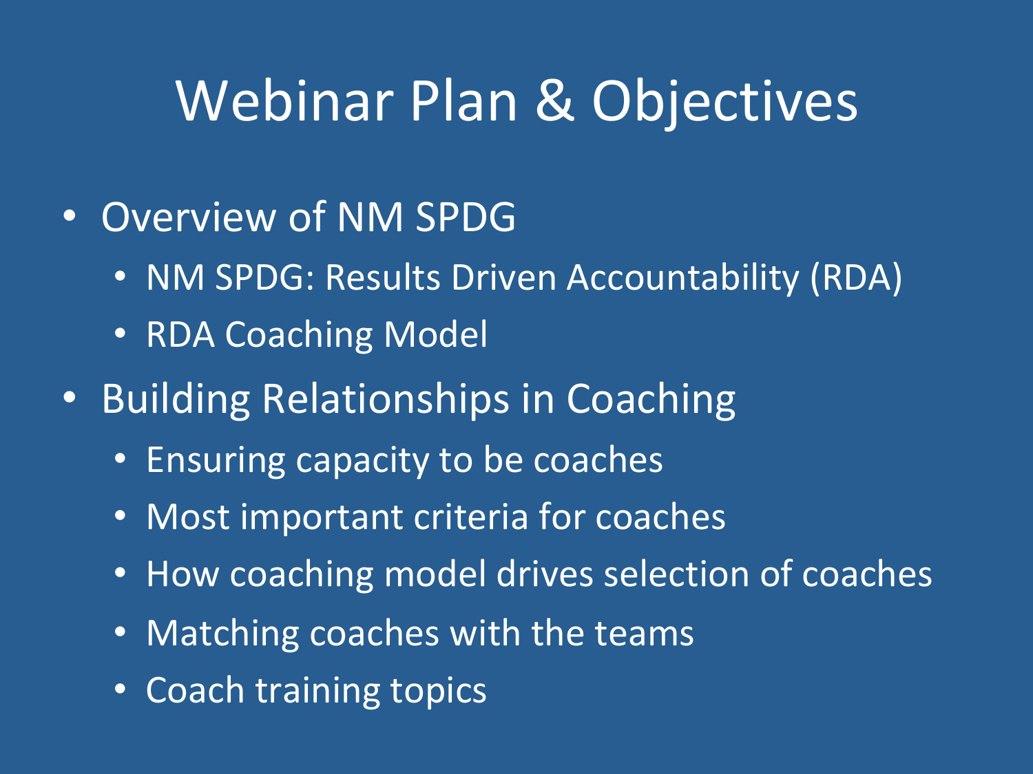# Webinar Plan & Objectives

- Overview of NM SPDG
  - NM SPDG: Results Driven Accountability (RDA)
  - RDA Coaching Model
- Building Relationships in Coaching
  - Ensuring capacity to be coaches
  - Most important criteria for coaches
  - How coaching model drives selection of coaches
  - Matching coaches with the teams
  - Coach training topics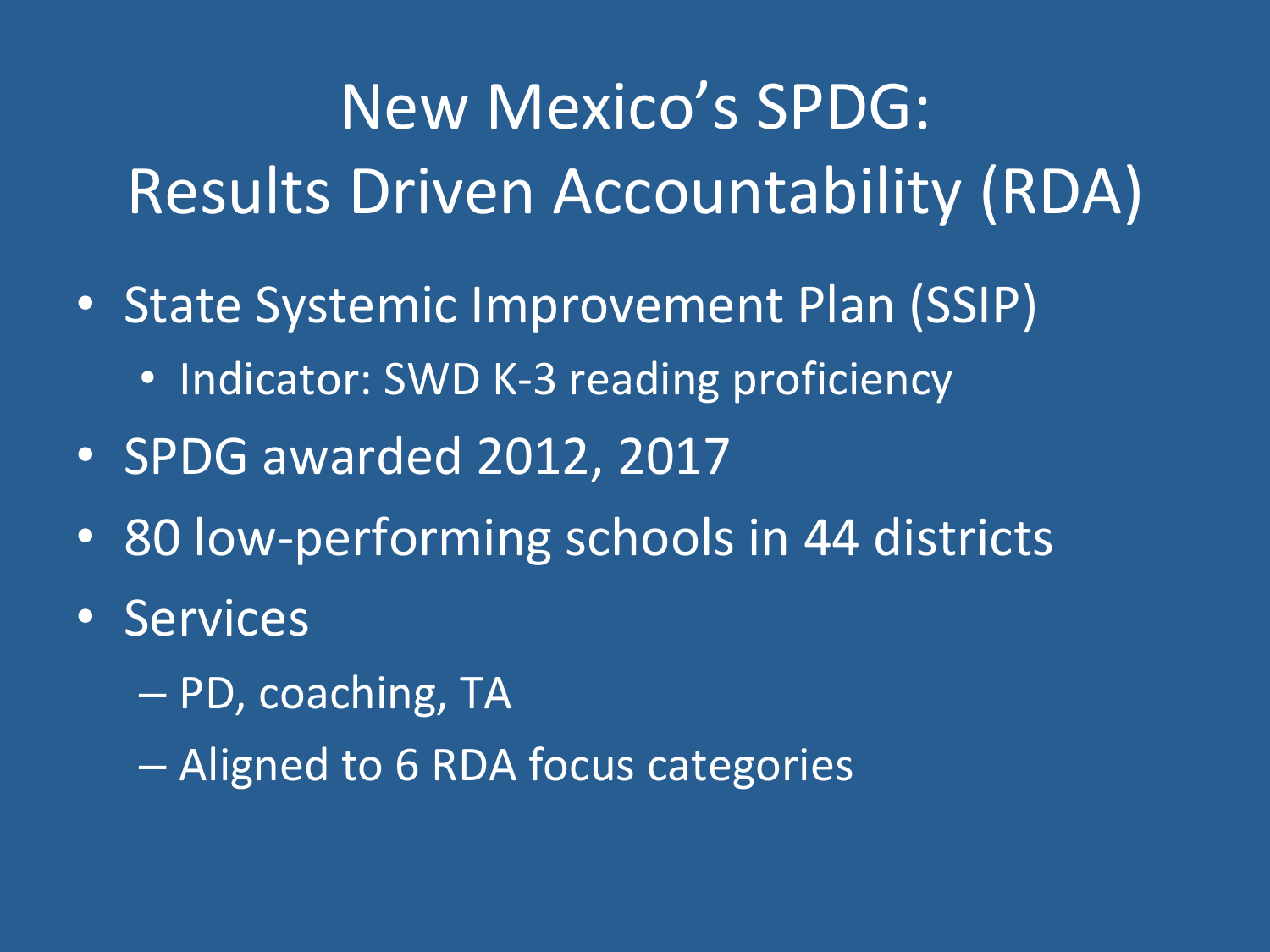# New Mexico's SPDG: Results Driven Accountability (RDA)

- State Systemic Improvement Plan (SSIP)
  - Indicator: SWD K-3 reading proficiency
- SPDG awarded 2012, 2017
- 80 low-performing schools in 44 districts
- Services
  - PD, coaching, TA
  - Aligned to 6 RDA focus categories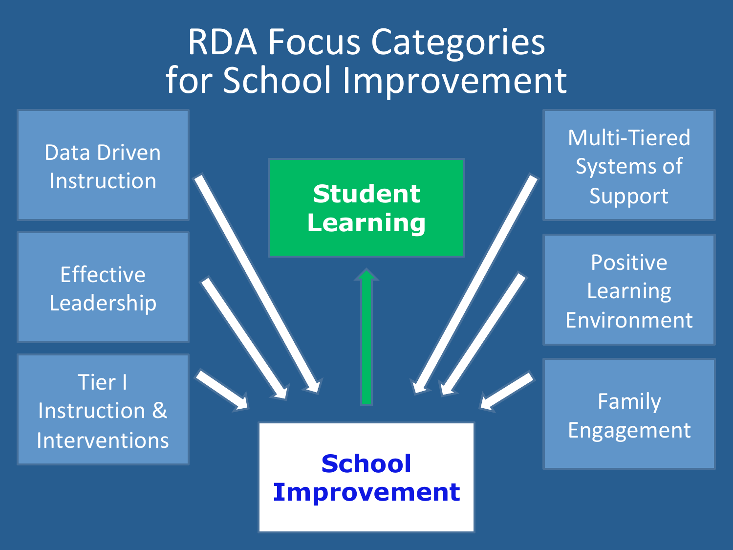# RDA Focus Categories for School Improvement

- Data Driven Instruction
- Effective Leadership
- Tier I Instruction & Interventions
- Multi-Tiered Systems of Support
- Positive Learning Environment
- Family Engagement

**School Improvement**

**Student Learning**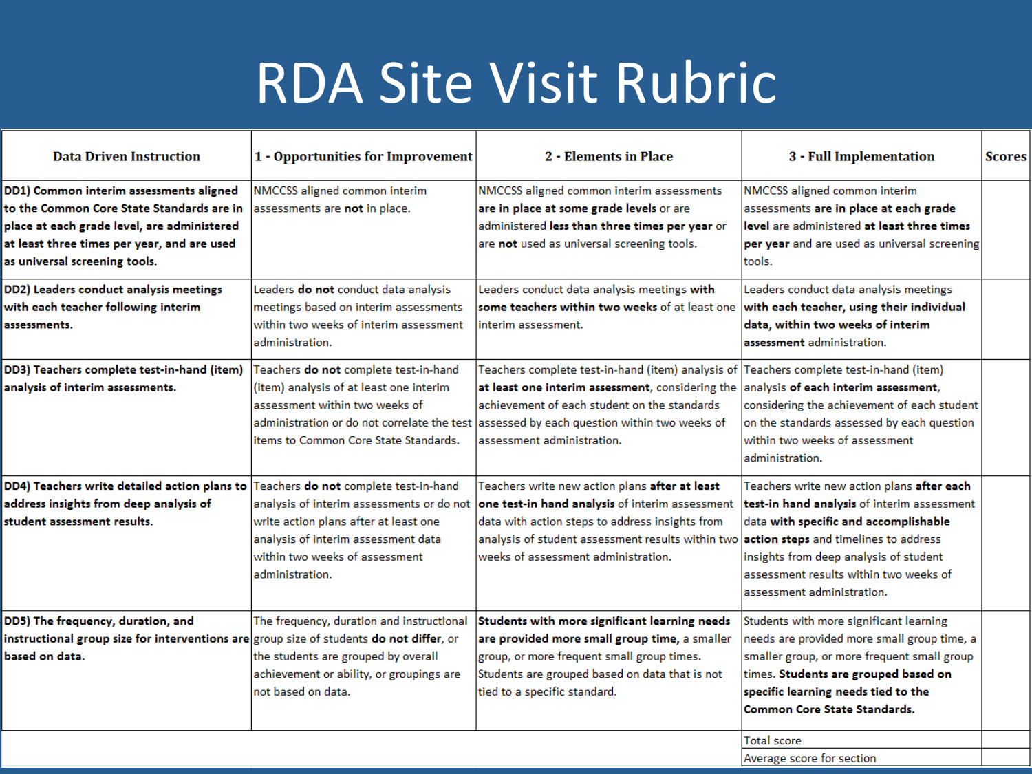# RDA Site Visit Rubric

| Data Driven Instruction | 1 - Opportunities for Improvement | 2 - Elements in Place | 3 - Full Implementation | Scores |
|---|---|---|---|---|
| **DD1) Common interim assessments aligned to the Common Core State Standards are in place at each grade level, are administered at least three times per year, and are used as universal screening tools.** | NMCCSS aligned common interim assessments are **not** in place. | NMCCSS aligned common interim assessments **are in place at some grade levels** or are administered **less than three times per year** or are **not** used as universal screening tools. | NMCCSS aligned common interim assessments **are in place at each grade level** are administered **at least three times per year** and are used as universal screening tools. | |
| **DD2) Leaders conduct analysis meetings with each teacher following interim assessments.** | Leaders **do not** conduct data analysis meetings based on interim assessments within two weeks of interim assessment administration. | Leaders conduct data analysis meetings **with some teachers within two weeks** of at least one interim assessment. | Leaders conduct data analysis meetings **with each teacher, using their individual data, within two weeks of interim assessment** administration. | |
| **DD3) Teachers complete test-in-hand (item) analysis of interim assessments.** | Teachers **do not** complete test-in-hand (item) analysis of at least one interim assessment within two weeks of administration or do not correlate the test items to Common Core State Standards. | Teachers complete test-in-hand (item) analysis of **at least one interim assessment**, considering the achievement of each student on the standards assessed by each question within two weeks of assessment administration. | Teachers complete test-in-hand (item) analysis **of each interim assessment**, considering the achievement of each student on the standards assessed by each question within two weeks of assessment administration. | |
| **DD4) Teachers write detailed action plans to address insights from deep analysis of student assessment results.** | Teachers **do not** complete test-in-hand analysis of interim assessments or do not write action plans after at least one analysis of interim assessment data within two weeks of assessment administration. | Teachers write new action plans **after at least one test-in hand analysis** of interim assessment data with action steps to address insights from analysis of student assessment results within two weeks of assessment administration. | Teachers write new action plans **after each test-in hand analysis** of interim assessment data **with specific and accomplishable action steps** and timelines to address insights from deep analysis of student assessment results within two weeks of assessment administration. | |
| **DD5) The frequency, duration, and instructional group size for interventions are based on data.** | The frequency, duration and instructional group size of students **do not differ**, or the students are grouped by overall achievement or ability, or groupings are not based on data. | **Students with more significant learning needs are provided more small group time,** a smaller group, or more frequent small group times. Students are grouped based on data that is not tied to a specific standard. | Students with more significant learning needs are provided more small group time, a smaller group, or more frequent small group times. **Students are grouped based on specific learning needs tied to the Common Core State Standards.** | |
| | | | Total score | |
| | | | Average score for section | |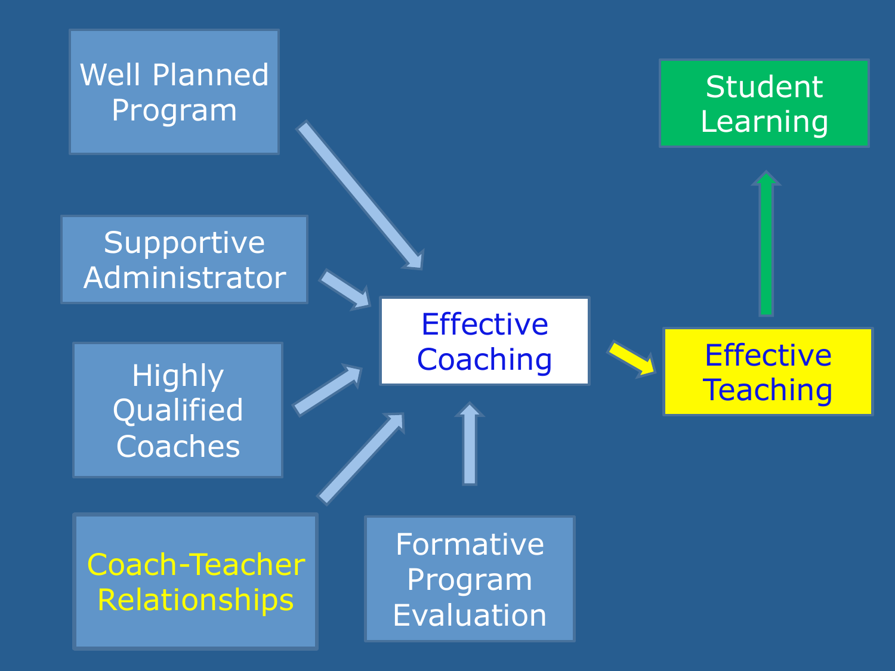Well Planned Program

Supportive Administrator

Highly Qualified Coaches

Coach-Teacher Relationships

Formative Program Evaluation

Effective Coaching

Effective Teaching

Student Learning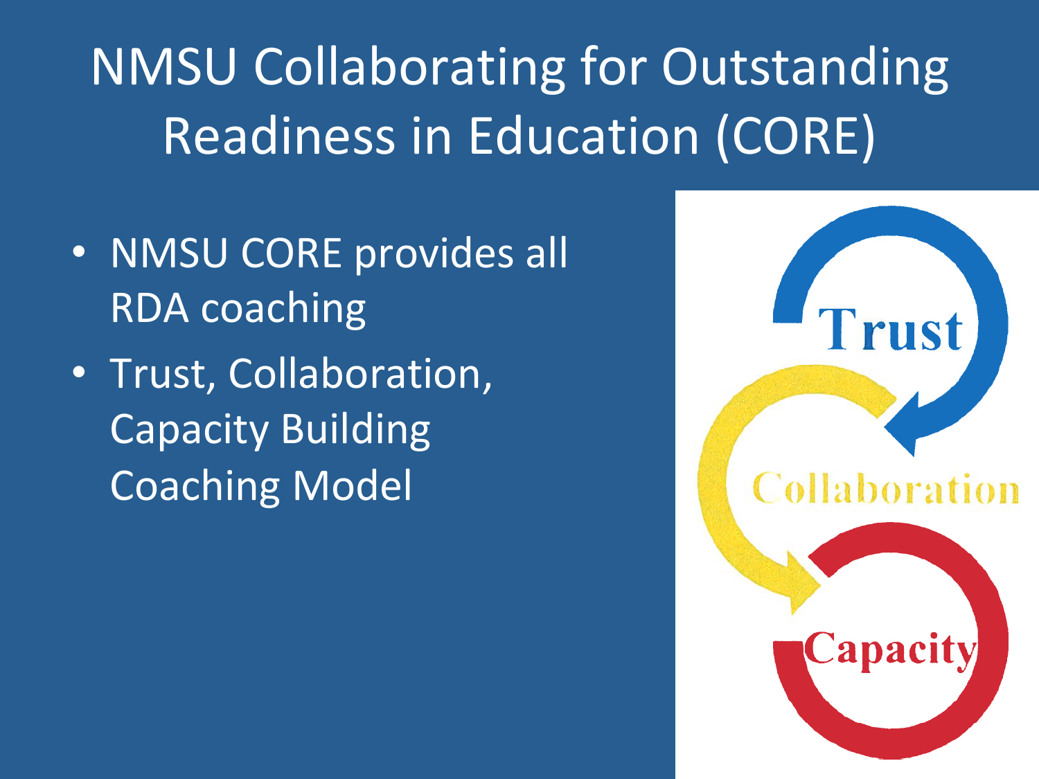# NMSU Collaborating for Outstanding Readiness in Education (CORE)

- NMSU CORE provides all RDA coaching
- Trust, Collaboration, Capacity Building Coaching Model

Trust

Collaboration

Capacity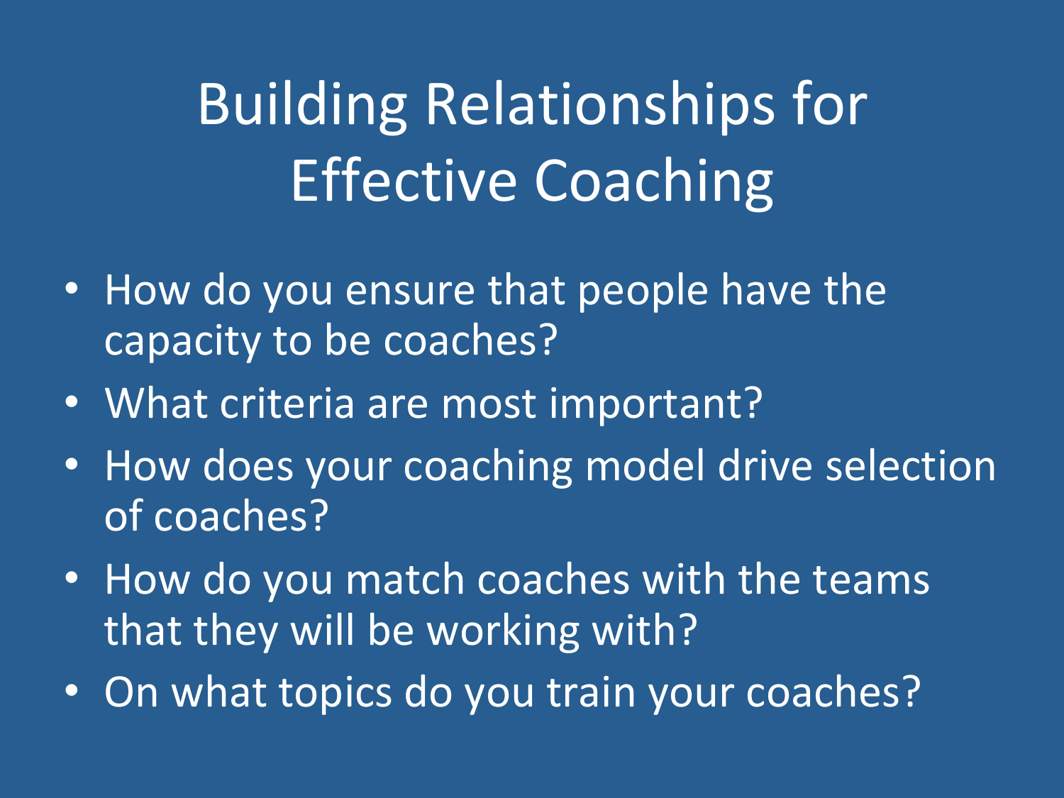# Building Relationships for Effective Coaching

- How do you ensure that people have the capacity to be coaches?
- What criteria are most important?
- How does your coaching model drive selection of coaches?
- How do you match coaches with the teams that they will be working with?
- On what topics do you train your coaches?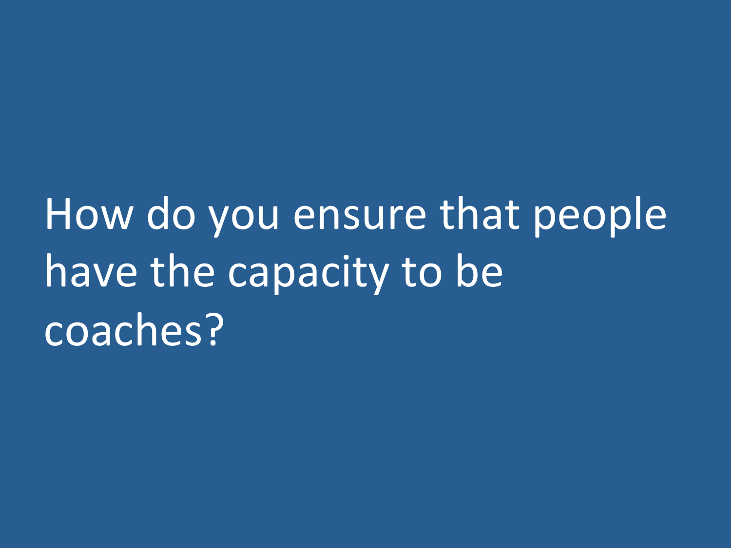How do you ensure that people have the capacity to be coaches?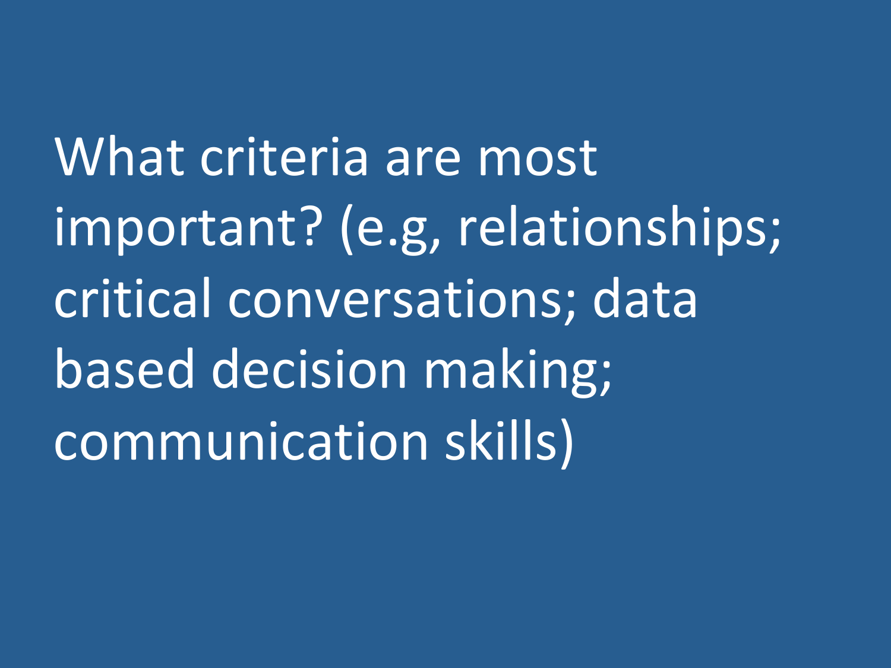What criteria are most important? (e.g, relationships; critical conversations; data based decision making; communication skills)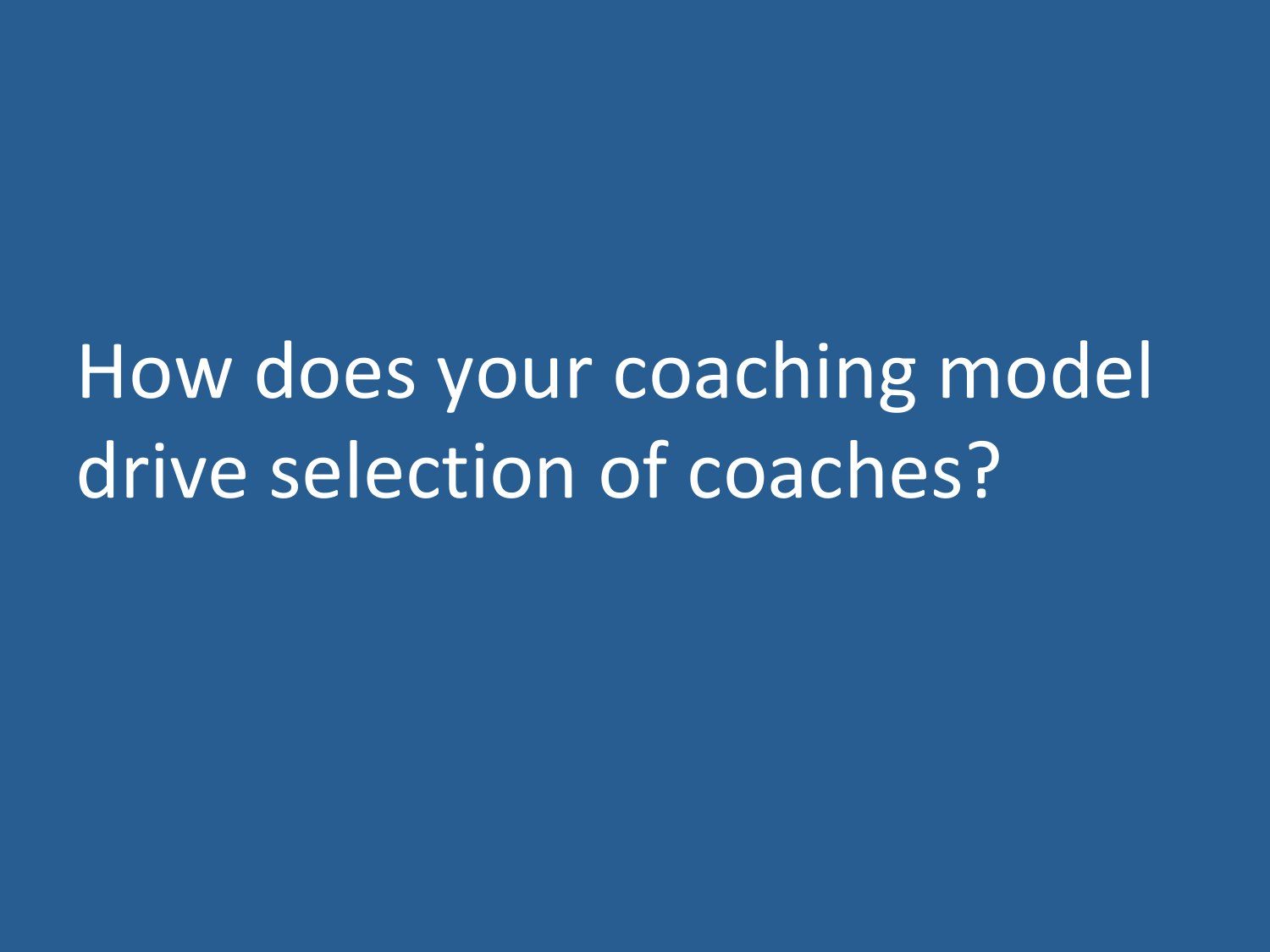# How does your coaching model drive selection of coaches?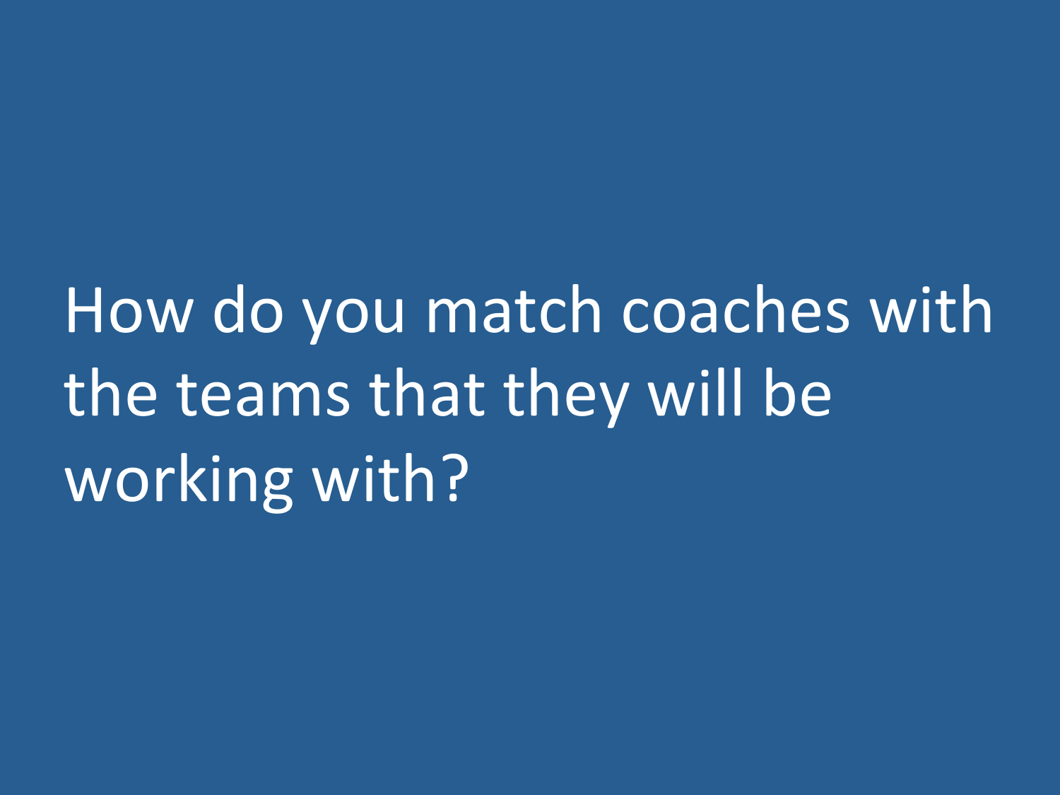How do you match coaches with the teams that they will be working with?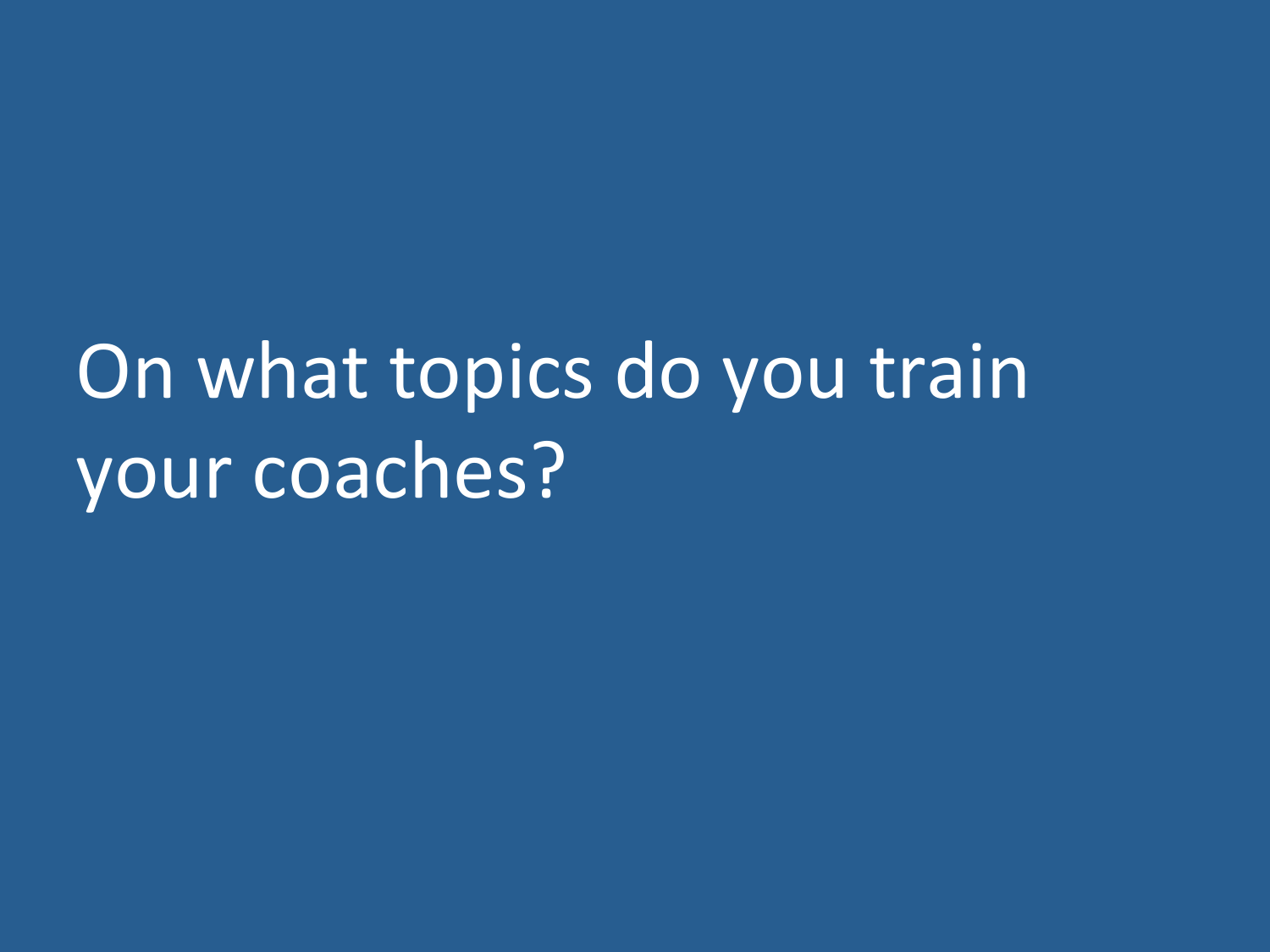# On what topics do you train your coaches?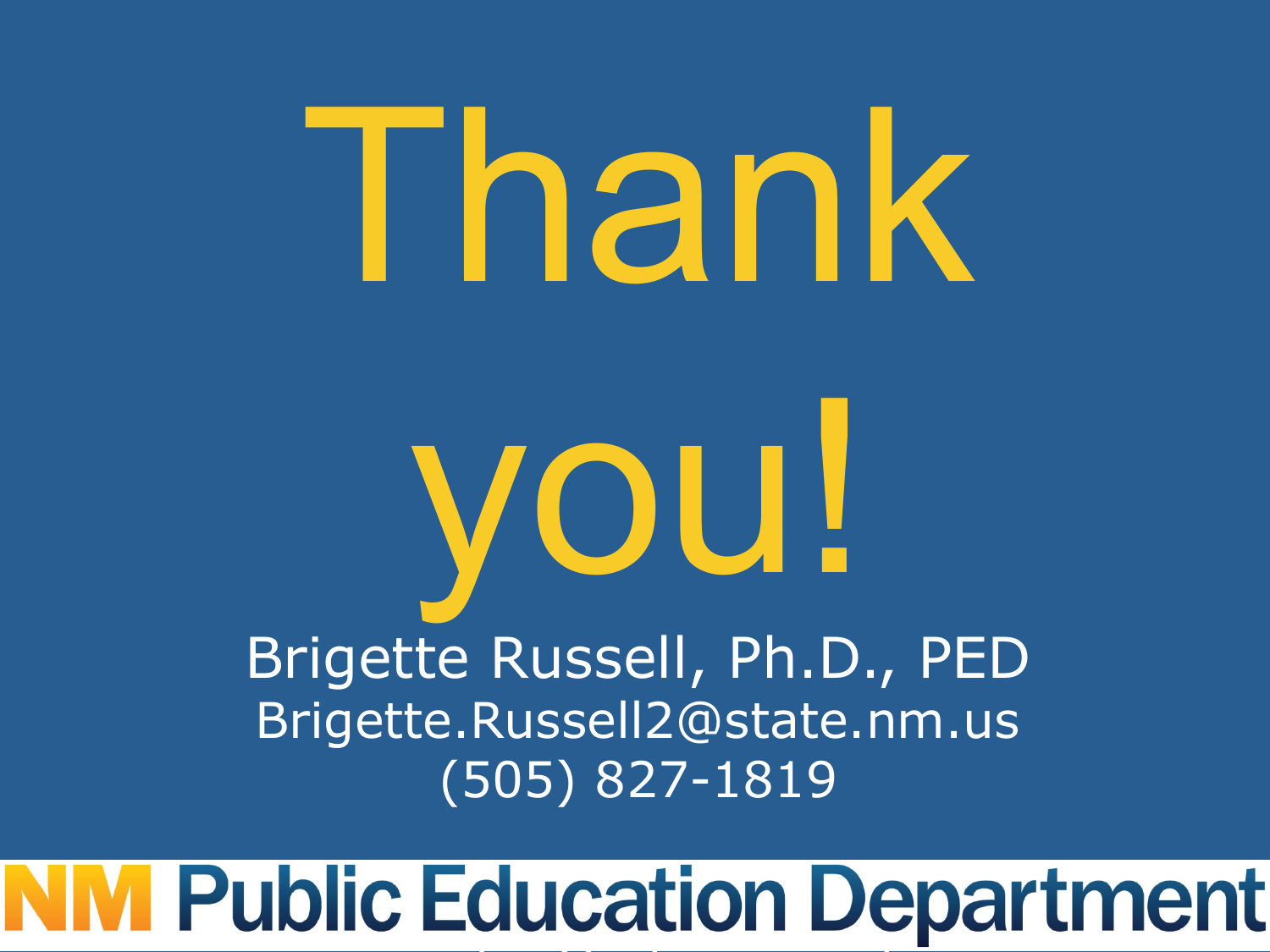# Thank you!

Brigette Russell, Ph.D., PED

Brigette.Russell2@state.nm.us

(505) 827-1819

NM Public Education Department